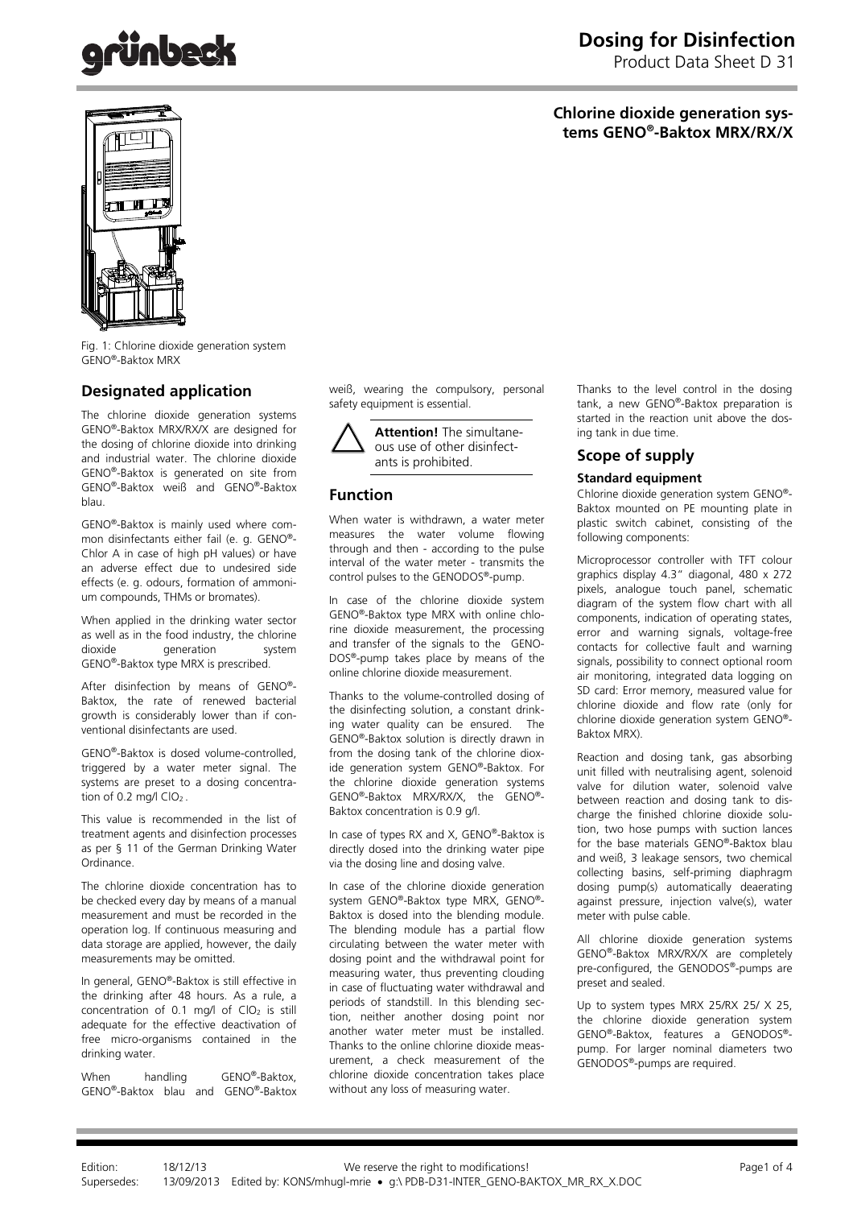# Dosing for Disinfection

Product Data Sheet D 31

**Chlorine dioxide generation systems GENO®-Baktox MRX/RX/X**

Fig. 1: Chlorine dioxide generation system GENO®-Baktox MRX

## Designated application

The chlorine dioxide generation systems GENO®-Baktox MRX/RX/X are designed for the dosing of chlorine dioxide into drinking and industrial water. The chlorine dioxide GENO®-Baktox is generated on site from GENO®-Baktox weiß and GENO®-Baktox blau.

GENO®-Baktox is mainly used where common disinfectants either fail (e. g. GENO®-Chlor A in case of high pH values) or have an adverse effect due to undesired side effects (e. g. odours, formation of ammonium compounds, THMs or bromates).

When applied in the drinking water sector as well as in the food industry, the chlorine dioxide generation system GENO®-Baktox type MRX is prescribed.

After disinfection by means of GENO®-Baktox, the rate of renewed bacterial growth is considerably lower than if conventional disinfectants are used.

GENO®-Baktox is dosed volume-controlled, triggered by a water meter signal. The systems are preset to a dosing concentration of 0.2 mg/l $ClO_2$ .

This value is recommended in the list of treatment agents and disinfection processes as per § 11 of the German Drinking Water Ordinance.

The chlorine dioxide concentration has to be checked every day by means of a manual measurement and must be recorded in the operation log. If continuous measuring and data storage are applied, however, the daily measurements may be omitted.

In general, GENO®-Baktox is still effective in the drinking after 48 hours. As a rule, a concentration of 0.1 mg/l of $ClO_2$ is still adequate for the effective deactivation of free micro-organisms contained in the drinking water.

When handling GENO®-Baktox, GENO®-Baktox blau and GENO®-Baktox weiß, wearing the compulsory, personal safety equipment is essential.

> **Attention!** The simultaneous use of other disinfectants is prohibited.

## Function

When water is withdrawn, a water meter measures the water volume flowing through and then - according to the pulse interval of the water meter - transmits the control pulses to the GENODOS®-pump.

In case of the chlorine dioxide system GENO®-Baktox type MRX with online chlorine dioxide measurement, the processing and transfer of the signals to the GENODOS®-pump takes place by means of the online chlorine dioxide measurement.

Thanks to the volume-controlled dosing of the disinfecting solution, a constant drinking water quality can be ensured. The GENO®-Baktox solution is directly drawn in from the dosing tank of the chlorine dioxide generation system GENO®-Baktox. For the chlorine dioxide generation systems GENO®-Baktox MRX/RX/X, the GENO®-Baktox concentration is 0.9 g/l.

In case of types RX and X, GENO®-Baktox is directly dosed into the drinking water pipe via the dosing line and dosing valve.

In case of the chlorine dioxide generation system GENO®-Baktox type MRX, GENO®-Baktox is dosed into the blending module. The blending module has a partial flow circulating between the water meter with dosing point and the withdrawal point for measuring water, thus preventing clouding in case of fluctuating water withdrawal and periods of standstill. In this blending section, neither another dosing point nor another water meter must be installed. Thanks to the online chlorine dioxide measurement, a check measurement of the chlorine dioxide concentration takes place without any loss of measuring water.

Thanks to the level control in the dosing tank, a new GENO®-Baktox preparation is started in the reaction unit above the dosing tank in due time.

## Scope of supply

### Standard equipment

Chlorine dioxide generation system GENO®-Baktox mounted on PE mounting plate in plastic switch cabinet, consisting of the following components:

Microprocessor controller with TFT colour graphics display 4.3" diagonal, 480 x 272 pixels, analogue touch panel, schematic diagram of the system flow chart with all components, indication of operating states, error and warning signals, voltage-free contacts for collective fault and warning signals, possibility to connect optional room air monitoring, integrated data logging on SD card: Error memory, measured value for chlorine dioxide and flow rate (only for chlorine dioxide generation system GENO®-Baktox MRX).

Reaction and dosing tank, gas absorbing unit filled with neutralising agent, solenoid valve for dilution water, solenoid valve between reaction and dosing tank to discharge the finished chlorine dioxide solution, two hose pumps with suction lances for the base materials GENO®-Baktox blau and weiß, 3 leakage sensors, two chemical collecting basins, self-priming diaphragm dosing pump(s) automatically deaerating against pressure, injection valve(s), water meter with pulse cable.

All chlorine dioxide generation systems GENO®-Baktox MRX/RX/X are completely pre-configured, the GENODOS®-pumps are preset and sealed.

Up to system types MRX 25/RX 25/ X 25, the chlorine dioxide generation system GENO®-Baktox, features a GENODOS®-pump. For larger nominal diameters two GENODOS®-pumps are required.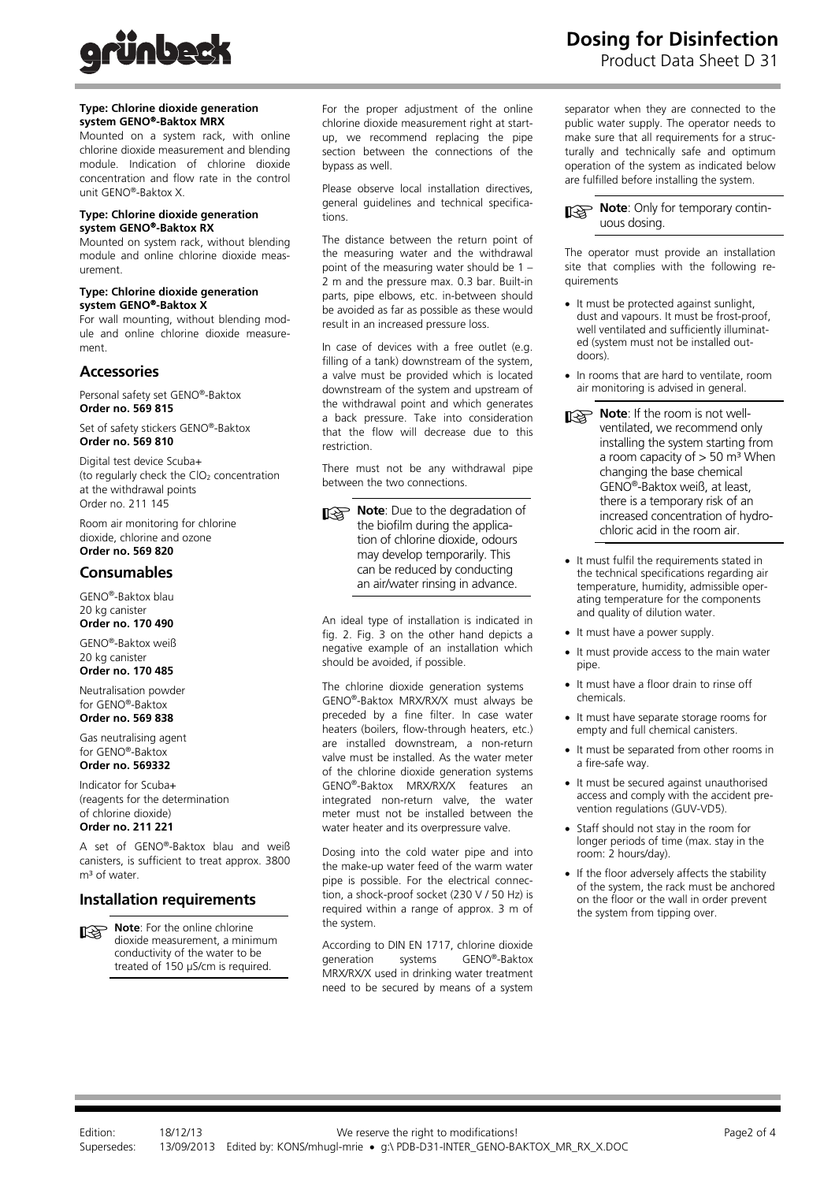**Type: Chlorine dioxide generation system GENO®-Baktox MRX**

Mounted on a system rack, with online chlorine dioxide measurement and blending module. Indication of chlorine dioxide concentration and flow rate in the control unit GENO®-Baktox X.

**Type: Chlorine dioxide generation system GENO®-Baktox RX**

Mounted on system rack, without blending module and online chlorine dioxide measurement.

**Type: Chlorine dioxide generation system GENO®-Baktox X**

For wall mounting, without blending module and online chlorine dioxide measurement.

## Accessories

Personal safety set GENO®-Baktox
**Order no. 569 815**

Set of safety stickers GENO®-Baktox
**Order no. 569 810**

Digital test device Scuba+
(to regularly check the $ClO_2$ concentration at the withdrawal points
Order no. 211 145

Room air monitoring for chlorine dioxide, chlorine and ozone
**Order no. 569 820**

## Consumables

GENO®-Baktox blau
20 kg canister
**Order no. 170 490**

GENO®-Baktox weiß
20 kg canister
**Order no. 170 485**

Neutralisation powder for GENO®-Baktox
**Order no. 569 838**

Gas neutralising agent for GENO®-Baktox
**Order no. 569332**

Indicator for Scuba+
(reagents for the determination of chlorine dioxide)
**Order no. 211 221**

A set of GENO®-Baktox blau and weiß canisters, is sufficient to treat approx. 3800 m³ of water.

## Installation requirements

**Note**: For the online chlorine dioxide measurement, a minimum conductivity of the water to be treated of 150 µS/cm is required.

For the proper adjustment of the online chlorine dioxide measurement right at start-up, we recommend replacing the pipe section between the connections of the bypass as well.

Please observe local installation directives, general guidelines and technical specifications.

The distance between the return point of the measuring water and the withdrawal point of the measuring water should be 1 – 2 m and the pressure max. 0.3 bar. Built-in parts, pipe elbows, etc. in-between should be avoided as far as possible as these would result in an increased pressure loss.

In case of devices with a free outlet (e.g. filling of a tank) downstream of the system, a valve must be provided which is located downstream of the system and upstream of the withdrawal point and which generates a back pressure. Take into consideration that the flow will decrease due to this restriction.

There must not be any withdrawal pipe between the two connections.

**Note**: Due to the degradation of the biofilm during the application of chlorine dioxide, odours may develop temporarily. This can be reduced by conducting an air/water rinsing in advance.

An ideal type of installation is indicated in fig. 2. Fig. 3 on the other hand depicts a negative example of an installation which should be avoided, if possible.

The chlorine dioxide generation systems GENO®-Baktox MRX/RX/X must always be preceded by a fine filter. In case water heaters (boilers, flow-through heaters, etc.) are installed downstream, a non-return valve must be installed. As the water meter of the chlorine dioxide generation systems GENO®-Baktox MRX/RX/X features an integrated non-return valve, the water meter must not be installed between the water heater and its overpressure valve.

Dosing into the cold water pipe and into the make-up water feed of the warm water pipe is possible. For the electrical connection, a shock-proof socket (230 V / 50 Hz) is required within a range of approx. 3 m of the system.

According to DIN EN 1717, chlorine dioxide generation systems GENO®-Baktox MRX/RX/X used in drinking water treatment need to be secured by means of a system separator when they are connected to the public water supply. The operator needs to make sure that all requirements for a structurally and technically safe and optimum operation of the system as indicated below are fulfilled before installing the system.

**Note**: Only for temporary continuous dosing.

The operator must provide an installation site that complies with the following requirements

- It must be protected against sunlight, dust and vapours. It must be frost-proof, well ventilated and sufficiently illuminated (system must not be installed outdoors).
- In rooms that are hard to ventilate, room air monitoring is advised in general.

**Note**: If the room is not well-ventilated, we recommend only installing the system starting from a room capacity of > 50 m³ When changing the base chemical GENO®-Baktox weiß, at least, there is a temporary risk of an increased concentration of hydrochloric acid in the room air.

- It must fulfil the requirements stated in the technical specifications regarding air temperature, humidity, admissible operating temperature for the components and quality of dilution water.
- It must have a power supply.
- It must provide access to the main water pipe.
- It must have a floor drain to rinse off chemicals.
- It must have separate storage rooms for empty and full chemical canisters.
- It must be separated from other rooms in a fire-safe way.
- It must be secured against unauthorised access and comply with the accident prevention regulations (GUV-VD5).
- Staff should not stay in the room for longer periods of time (max. stay in the room: 2 hours/day).
- If the floor adversely affects the stability of the system, the rack must be anchored on the floor or the wall in order prevent the system from tipping over.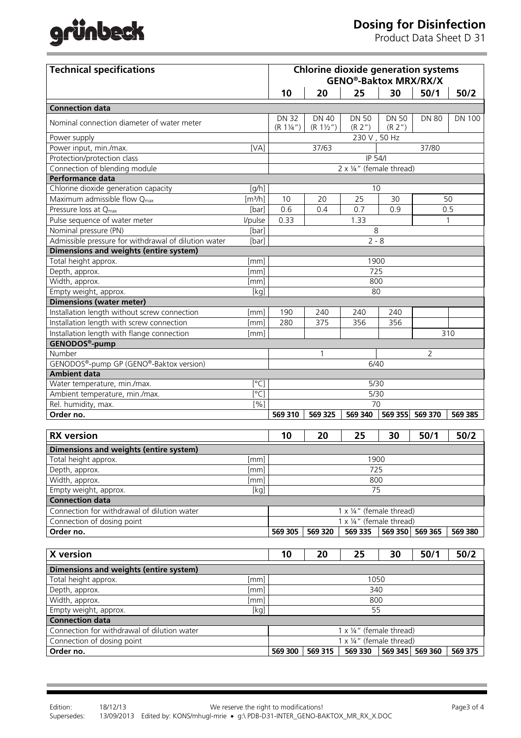# Dosing for Disinfection

Product Data Sheet D 31

| Technical specifications | | Chlorine dioxide generation systems GENO®-Baktox MRX/RX/X | | | | | |
|---|---|---|---|---|---|---|---|
| | | 10 | 20 | 25 | 30 | 50/1 | 50/2 |
| **Connection data** | | | | | | | |
| Nominal connection diameter of water meter | | DN 32 (R 1¼") | DN 40 (R 1½") | DN 50 (R 2") | DN 50 (R 2") | DN 80 | DN 100 |
| Power supply | | 230 V , 50 Hz | | | | | |
| Power input, min./max. | [VA] | 37/63 | | | 37/80 | | |
| Protection/protection class | | IP 54/I | | | | | |
| Connection of blending module | | 2 x ¼" (female thread) | | | | | |
| **Performance data** | | | | | | | |
| Chlorine dioxide generation capacity | [g/h] | 10 | | | | | |
| Maximum admissible flow $Q_{max}$ | [m³/h] | 10 | 20 | 25 | 30 | 50 | |
| Pressure loss at $Q_{max}$ | [bar] | 0.6 | 0.4 | 0.7 | 0.9 | 0.5 | |
| Pulse sequence of water meter | l/pulse | 0.33 | 1.33 | | | 1 | |
| Nominal pressure (PN) | [bar] | 8 | | | | | |
| Admissible pressure for withdrawal of dilution water | [bar] | 2 - 8 | | | | | |
| **Dimensions and weights (entire system)** | | | | | | | |
| Total height approx. | [mm] | 1900 | | | | | |
| Depth, approx. | [mm] | 725 | | | | | |
| Width, approx. | [mm] | 800 | | | | | |
| Empty weight, approx. | [kg] | 80 | | | | | |
| **Dimensions (water meter)** | | | | | | | |
| Installation length without screw connection | [mm] | 190 | 240 | 240 | 240 | | |
| Installation length with screw connection | [mm] | 280 | 375 | 356 | 356 | | |
| Installation length with flange connection | [mm] | | | | | 310 | |
| **GENODOS®-pump** | | | | | | | |
| Number | | 1 | | | 2 | | |
| GENODOS®-pump GP (GENO®-Baktox version) | | 6/40 | | | | | |
| **Ambient data** | | | | | | | |
| Water temperature, min./max. | [°C] | 5/30 | | | | | |
| Ambient temperature, min./max. | [°C] | 5/30 | | | | | |
| Rel. humidity, max. | [%] | 70 | | | | | |
| **Order no.** | | **569 310** | **569 325** | **569 340** | **569 355** | **569 370** | **569 385** |

| RX version | | 10 | 20 | 25 | 30 | 50/1 | 50/2 |
|---|---|---|---|---|---|---|---|
| **Dimensions and weights (entire system)** | | | | | | | |
| Total height approx. | [mm] | 1900 | | | | | |
| Depth, approx. | [mm] | 725 | | | | | |
| Width, approx. | [mm] | 800 | | | | | |
| Empty weight, approx. | [kg] | 75 | | | | | |
| **Connection data** | | | | | | | |
| Connection for withdrawal of dilution water | | 1 x ¼" (female thread) | | | | | |
| Connection of dosing point | | 1 x ¼" (female thread) | | | | | |
| **Order no.** | | **569 305** | **569 320** | **569 335** | **569 350** | **569 365** | **569 380** |

| X version | | 10 | 20 | 25 | 30 | 50/1 | 50/2 |
|---|---|---|---|---|---|---|---|
| **Dimensions and weights (entire system)** | | | | | | | |
| Total height approx. | [mm] | 1050 | | | | | |
| Depth, approx. | [mm] | 340 | | | | | |
| Width, approx. | [mm] | 800 | | | | | |
| Empty weight, approx. | [kg] | 55 | | | | | |
| **Connection data** | | | | | | | |
| Connection for withdrawal of dilution water | | 1 x ¼" (female thread) | | | | | |
| Connection of dosing point | | 1 x ¼" (female thread) | | | | | |
| **Order no.** | | **569 300** | **569 315** | **569 330** | **569 345** | **569 360** | **569 375** |

Edition: 18/12/13 We reserve the right to modifications!
Supersedes: 13/09/2013 Edited by: KONS/mhugl-mrie • g:\ PDB-D31-INTER_GENO-BAKTOX_MR_RX_X.DOC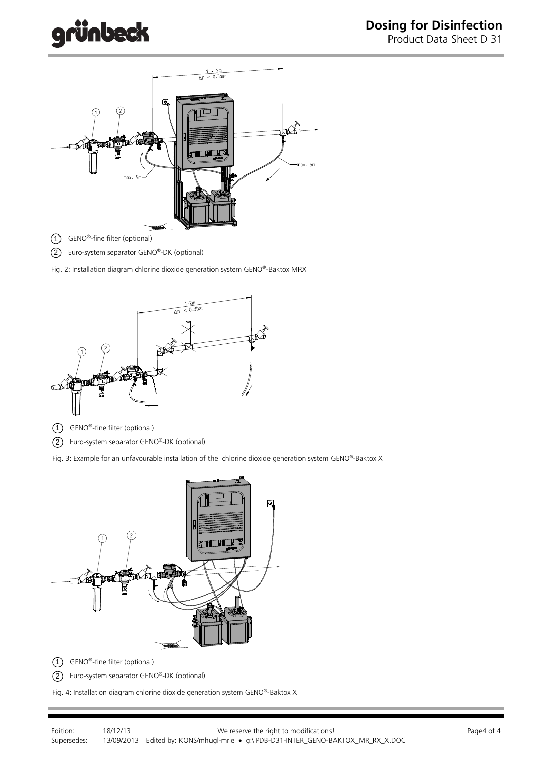1 - 2m
Δp < 0.3bar

max. 5m

max. 5m

① GENO®-fine filter (optional)

② Euro-system separator GENO®-DK (optional)

Fig. 2: Installation diagram chlorine dioxide generation system GENO®-Baktox MRX

1-2m
Δp < 0.3bar

① GENO®-fine filter (optional)

② Euro-system separator GENO®-DK (optional)

Fig. 3: Example for an unfavourable installation of the chlorine dioxide generation system GENO®-Baktox X

① GENO®-fine filter (optional)

② Euro-system separator GENO®-DK (optional)

Fig. 4: Installation diagram chlorine dioxide generation system GENO®-Baktox X

Edition: 18/12/13 We reserve the right to modifications!

Supersedes: 13/09/2013 Edited by: KONS/mhugl-mrie • g:\ PDB-D31-INTER_GENO-BAKTOX_MR_RX_X.DOC